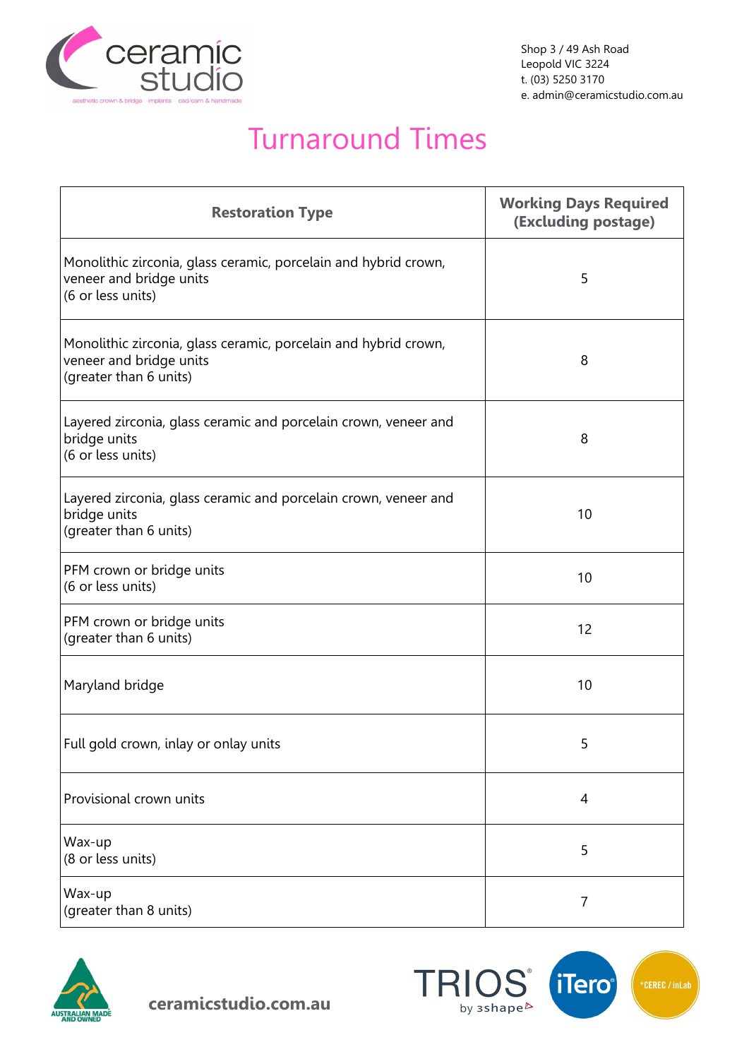ceramic studio

aesthetic crown & bridge implants cad/cam & handmade

Shop 3 / 49 Ash Road
Leopold VIC 3224
t. (03) 5250 3170
e. admin@ceramicstudio.com.au

# Turnaround Times

| Restoration Type | Working Days Required (Excluding postage) |
|---|---|
| Monolithic zirconia, glass ceramic, porcelain and hybrid crown, veneer and bridge units (6 or less units) | 5 |
| Monolithic zirconia, glass ceramic, porcelain and hybrid crown, veneer and bridge units (greater than 6 units) | 8 |
| Layered zirconia, glass ceramic and porcelain crown, veneer and bridge units (6 or less units) | 8 |
| Layered zirconia, glass ceramic and porcelain crown, veneer and bridge units (greater than 6 units) | 10 |
| PFM crown or bridge units (6 or less units) | 10 |
| PFM crown or bridge units (greater than 6 units) | 12 |
| Maryland bridge | 10 |
| Full gold crown, inlay or onlay units | 5 |
| Provisional crown units | 4 |
| Wax-up (8 or less units) | 5 |
| Wax-up (greater than 8 units) | 7 |

AUSTRALIAN MADE AND OWNED

**ceramicstudio.com.au**

TRIOS by 3shape iTero CEREC / inLab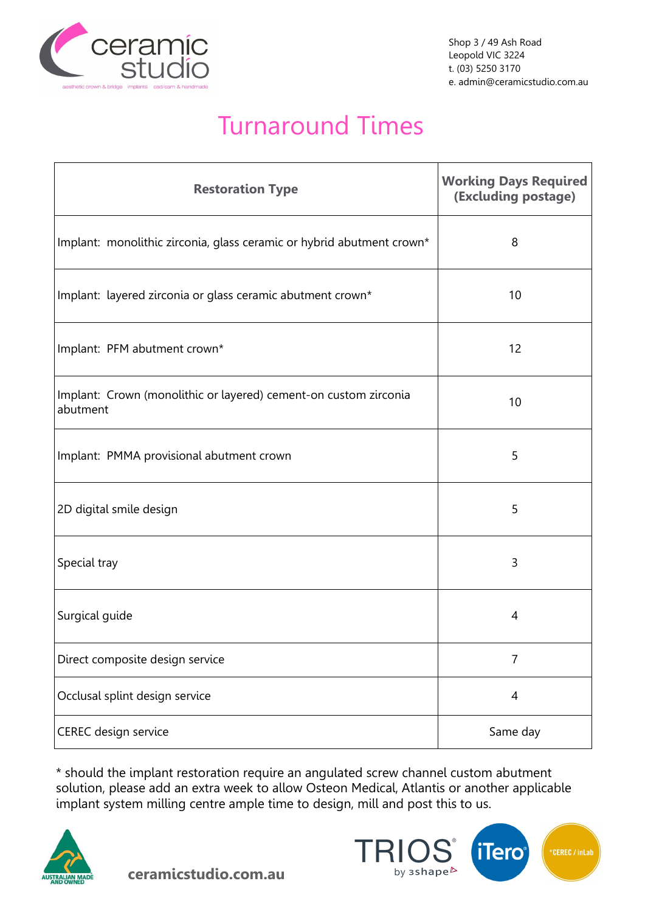ceramic studio
aesthetic crown & bridge implants cad/cam & handmade

Shop 3 / 49 Ash Road
Leopold VIC 3224
t. (03) 5250 3170
e. admin@ceramicstudio.com.au

# Turnaround Times

| Restoration Type | Working Days Required (Excluding postage) |
|---|---|
| Implant: monolithic zirconia, glass ceramic or hybrid abutment crown* | 8 |
| Implant: layered zirconia or glass ceramic abutment crown* | 10 |
| Implant: PFM abutment crown* | 12 |
| Implant: Crown (monolithic or layered) cement-on custom zirconia abutment | 10 |
| Implant: PMMA provisional abutment crown | 5 |
| 2D digital smile design | 5 |
| Special tray | 3 |
| Surgical guide | 4 |
| Direct composite design service | 7 |
| Occlusal splint design service | 4 |
| CEREC design service | Same day |

* should the implant restoration require an angulated screw channel custom abutment solution, please add an extra week to allow Osteon Medical, Atlantis or another applicable implant system milling centre ample time to design, mill and post this to us.

AUSTRALIAN MADE AND OWNED

**ceramicstudio.com.au**

TRIOS® by 3shape iTero® CEREC / inLab